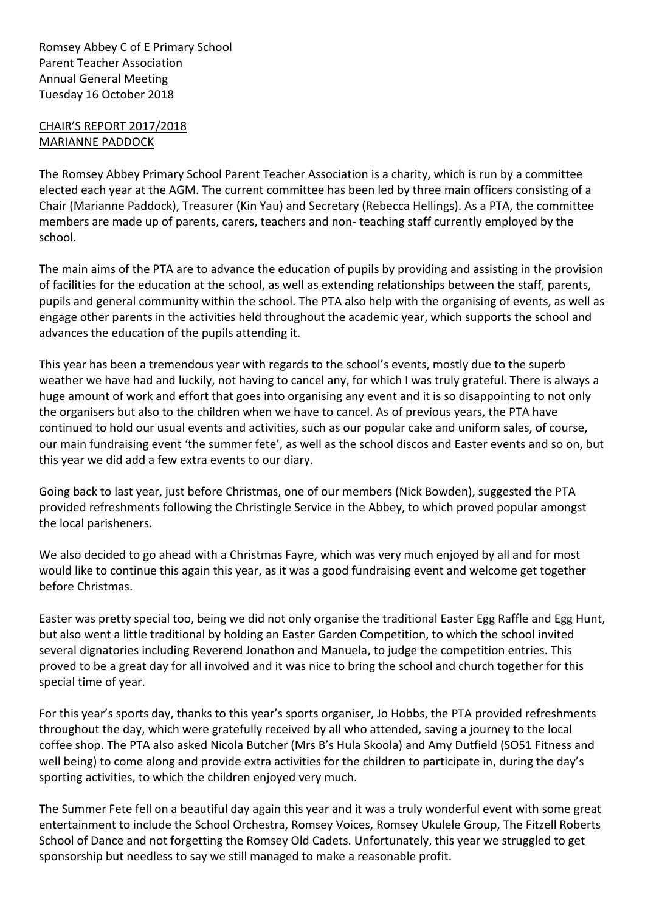Romsey Abbey C of E Primary School
Parent Teacher Association
Annual General Meeting
Tuesday 16 October 2018

<u>CHAIR'S REPORT 2017/2018</u>
<u>MARIANNE PADDOCK</u>

The Romsey Abbey Primary School Parent Teacher Association is a charity, which is run by a committee elected each year at the AGM. The current committee has been led by three main officers consisting of a Chair (Marianne Paddock), Treasurer (Kin Yau) and Secretary (Rebecca Hellings). As a PTA, the committee members are made up of parents, carers, teachers and non- teaching staff currently employed by the school.

The main aims of the PTA are to advance the education of pupils by providing and assisting in the provision of facilities for the education at the school, as well as extending relationships between the staff, parents, pupils and general community within the school. The PTA also help with the organising of events, as well as engage other parents in the activities held throughout the academic year, which supports the school and advances the education of the pupils attending it.

This year has been a tremendous year with regards to the school's events, mostly due to the superb weather we have had and luckily, not having to cancel any, for which I was truly grateful. There is always a huge amount of work and effort that goes into organising any event and it is so disappointing to not only the organisers but also to the children when we have to cancel. As of previous years, the PTA have continued to hold our usual events and activities, such as our popular cake and uniform sales, of course, our main fundraising event 'the summer fete', as well as the school discos and Easter events and so on, but this year we did add a few extra events to our diary.

Going back to last year, just before Christmas, one of our members (Nick Bowden), suggested the PTA provided refreshments following the Christingle Service in the Abbey, to which proved popular amongst the local parisheners.

We also decided to go ahead with a Christmas Fayre, which was very much enjoyed by all and for most would like to continue this again this year, as it was a good fundraising event and welcome get together before Christmas.

Easter was pretty special too, being we did not only organise the traditional Easter Egg Raffle and Egg Hunt, but also went a little traditional by holding an Easter Garden Competition, to which the school invited several dignatories including Reverend Jonathon and Manuela, to judge the competition entries. This proved to be a great day for all involved and it was nice to bring the school and church together for this special time of year.

For this year's sports day, thanks to this year's sports organiser, Jo Hobbs, the PTA provided refreshments throughout the day, which were gratefully received by all who attended, saving a journey to the local coffee shop. The PTA also asked Nicola Butcher (Mrs B's Hula Skoola) and Amy Dutfield (SO51 Fitness and well being) to come along and provide extra activities for the children to participate in, during the day's sporting activities, to which the children enjoyed very much.

The Summer Fete fell on a beautiful day again this year and it was a truly wonderful event with some great entertainment to include the School Orchestra, Romsey Voices, Romsey Ukulele Group, The Fitzell Roberts School of Dance and not forgetting the Romsey Old Cadets. Unfortunately, this year we struggled to get sponsorship but needless to say we still managed to make a reasonable profit.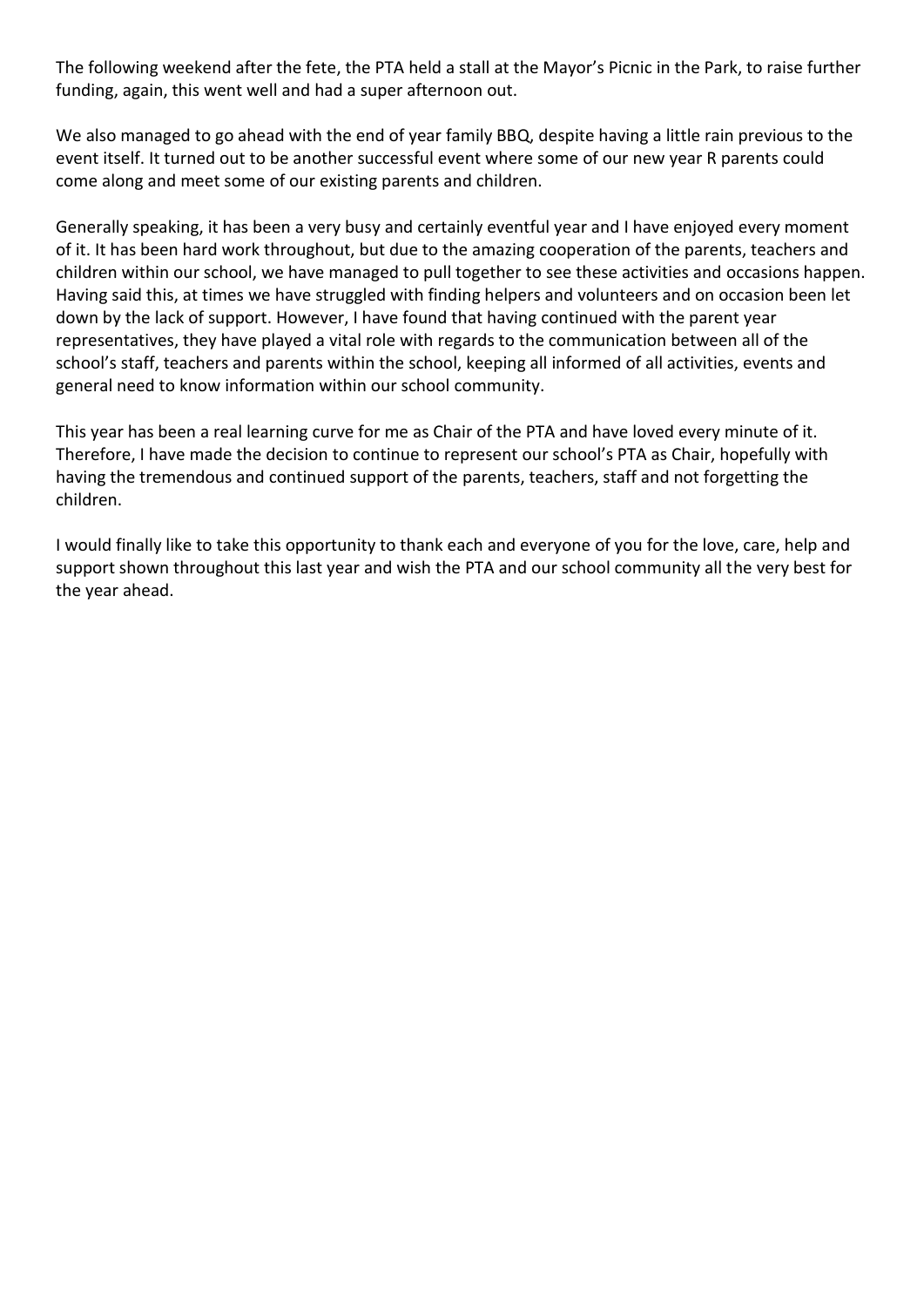The following weekend after the fete, the PTA held a stall at the Mayor's Picnic in the Park, to raise further funding, again, this went well and had a super afternoon out.

We also managed to go ahead with the end of year family BBQ, despite having a little rain previous to the event itself. It turned out to be another successful event where some of our new year R parents could come along and meet some of our existing parents and children.

Generally speaking, it has been a very busy and certainly eventful year and I have enjoyed every moment of it. It has been hard work throughout, but due to the amazing cooperation of the parents, teachers and children within our school, we have managed to pull together to see these activities and occasions happen. Having said this, at times we have struggled with finding helpers and volunteers and on occasion been let down by the lack of support. However, I have found that having continued with the parent year representatives, they have played a vital role with regards to the communication between all of the school's staff, teachers and parents within the school, keeping all informed of all activities, events and general need to know information within our school community.

This year has been a real learning curve for me as Chair of the PTA and have loved every minute of it. Therefore, I have made the decision to continue to represent our school's PTA as Chair, hopefully with having the tremendous and continued support of the parents, teachers, staff and not forgetting the children.

I would finally like to take this opportunity to thank each and everyone of you for the love, care, help and support shown throughout this last year and wish the PTA and our school community all the very best for the year ahead.